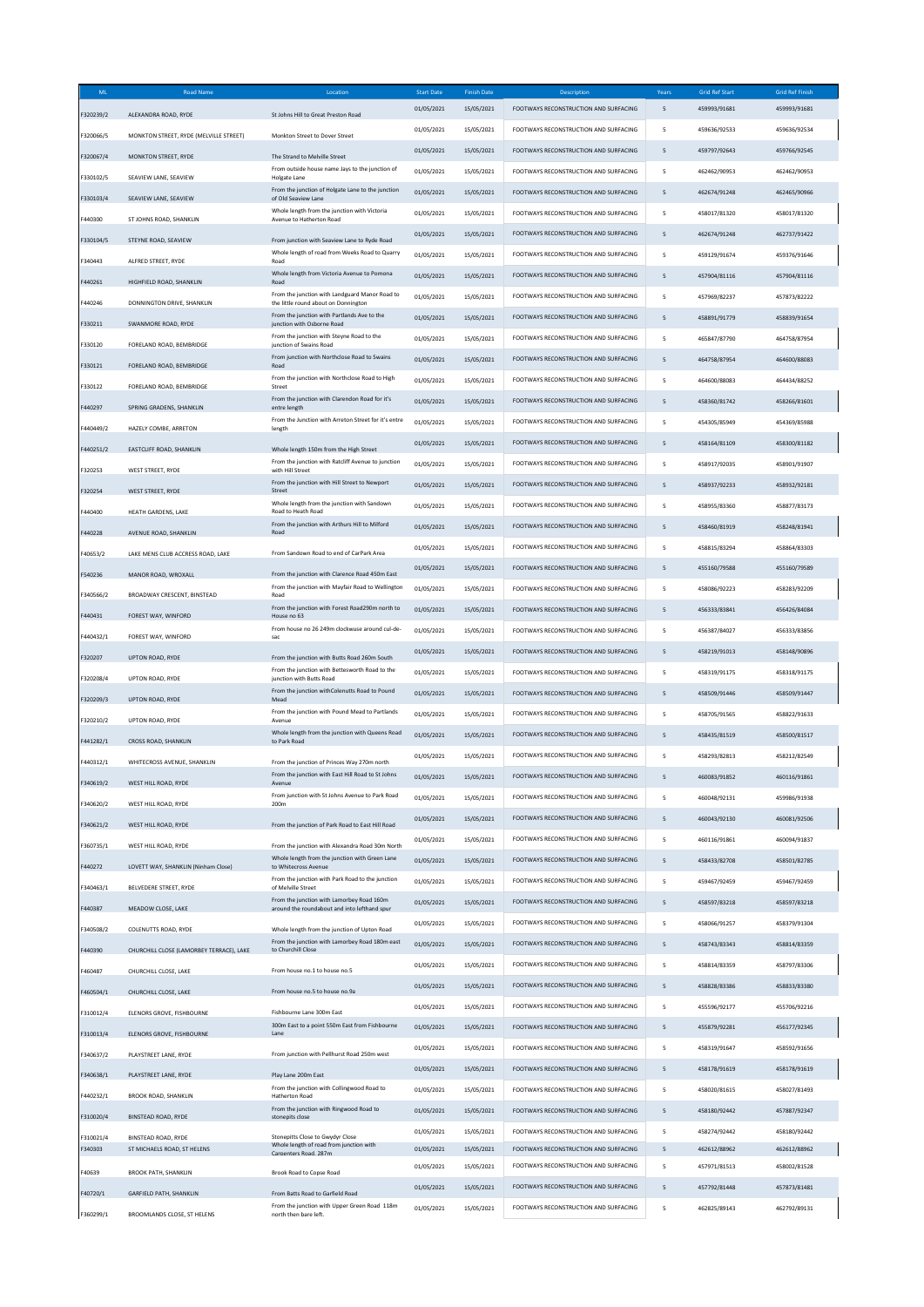| ML | Road Name | Location | Start Date | Finish Date | Description | Years | Grid Ref Start | Grid Ref Finish |
|---|---|---|---|---|---|---|---|---|
| F320239/2 | ALEXANDRA ROAD, RYDE | St Johns Hill to Great Preston Road | 01/05/2021 | 15/05/2021 | FOOTWAYS RECONSTRUCTION AND SURFACING | 5 | 459993/91681 | 459993/91681 |
| F320066/5 | MONKTON STREET, RYDE (MELVILLE STREET) | Monkton Street to Dover Street | 01/05/2021 | 15/05/2021 | FOOTWAYS RECONSTRUCTION AND SURFACING | 5 | 459636/92533 | 459636/92534 |
| F320067/4 | MONKTON STREET, RYDE | The Strand to Melville Street | 01/05/2021 | 15/05/2021 | FOOTWAYS RECONSTRUCTION AND SURFACING | 5 | 459797/92643 | 459766/92545 |
| F330102/5 | SEAVIEW LANE, SEAVIEW | From outside house name Jays to the junction of Holgate Lane | 01/05/2021 | 15/05/2021 | FOOTWAYS RECONSTRUCTION AND SURFACING | 5 | 462462/90953 | 462462/90953 |
| F330103/4 | SEAVIEW LANE, SEAVIEW | From the junction of Holgate Lane to the junction of Old Seaview Lane | 01/05/2021 | 15/05/2021 | FOOTWAYS RECONSTRUCTION AND SURFACING | 5 | 462674/91248 | 462465/90966 |
| F440300 | ST JOHNS ROAD, SHANKLIN | Whole length from the junction with Victoria Avenue to Hatherton Road | 01/05/2021 | 15/05/2021 | FOOTWAYS RECONSTRUCTION AND SURFACING | 5 | 458017/81320 | 458017/81320 |
| F330104/5 | STEYNE ROAD, SEAVIEW | From junction with Seaview Lane to Ryde Road | 01/05/2021 | 15/05/2021 | FOOTWAYS RECONSTRUCTION AND SURFACING | 5 | 462674/91248 | 462737/91422 |
| F340443 | ALFRED STREET, RYDE | Whole length of road from Weeks Road to Quarry Road | 01/05/2021 | 15/05/2021 | FOOTWAYS RECONSTRUCTION AND SURFACING | 5 | 459129/91674 | 459376/91646 |
| F440261 | HIGHFIELD ROAD, SHANKLIN | Whole length from Victoria Avenue to Pomona Road | 01/05/2021 | 15/05/2021 | FOOTWAYS RECONSTRUCTION AND SURFACING | 5 | 457904/81116 | 457904/81116 |
| F440246 | DONNINGTON DRIVE, SHANKLIN | From the junction with Landguard Manor Road to the little round about on Donnington | 01/05/2021 | 15/05/2021 | FOOTWAYS RECONSTRUCTION AND SURFACING | 5 | 457969/82237 | 457873/82222 |
| F330211 | SWANMORE ROAD, RYDE | From the junction with Partlands Ave to the junction with Osborne Road | 01/05/2021 | 15/05/2021 | FOOTWAYS RECONSTRUCTION AND SURFACING | 5 | 458891/91779 | 458839/91654 |
| F330120 | FORELAND ROAD, BEMBRIDGE | From the junction with Steyne Road to the junction of Swains Road | 01/05/2021 | 15/05/2021 | FOOTWAYS RECONSTRUCTION AND SURFACING | 5 | 465847/87790 | 464758/87954 |
| F330121 | FORELAND ROAD, BEMBRIDGE | From junction with Northclose Road to Swains Road | 01/05/2021 | 15/05/2021 | FOOTWAYS RECONSTRUCTION AND SURFACING | 5 | 464758/87954 | 464600/88083 |
| F330122 | FORELAND ROAD, BEMBRIDGE | From the junction with Northclose Road to High Street | 01/05/2021 | 15/05/2021 | FOOTWAYS RECONSTRUCTION AND SURFACING | 5 | 464600/88083 | 464434/88252 |
| F440297 | SPRING GRADENS, SHANKLIN | From the junction with Clarendon Road for it's entre length | 01/05/2021 | 15/05/2021 | FOOTWAYS RECONSTRUCTION AND SURFACING | 5 | 458360/81742 | 458266/81601 |
| F440449/2 | HAZELY COMBE, ARRETON | From the Junction with Arreton Street for it's entre length | 01/05/2021 | 15/05/2021 | FOOTWAYS RECONSTRUCTION AND SURFACING | 5 | 454305/85949 | 454369/85988 |
| F440251/2 | EASTCLIFF ROAD, SHANKLIN | Whole length 150m from the High Street | 01/05/2021 | 15/05/2021 | FOOTWAYS RECONSTRUCTION AND SURFACING | 5 | 458164/81109 | 458300/81182 |
| F320253 | WEST STREET, RYDE | From the junction with Ratcliff Avenue to junction with Hill Street | 01/05/2021 | 15/05/2021 | FOOTWAYS RECONSTRUCTION AND SURFACING | 5 | 458917/92035 | 458901/91907 |
| F320254 | WEST STREET, RYDE | From the junction with Hill Street to Newport Street | 01/05/2021 | 15/05/2021 | FOOTWAYS RECONSTRUCTION AND SURFACING | 5 | 458937/92233 | 458932/92181 |
| F440400 | HEATH GARDENS, LAKE | Whole length from the junction with Sandown Road to Heath Road | 01/05/2021 | 15/05/2021 | FOOTWAYS RECONSTRUCTION AND SURFACING | 5 | 458955/83360 | 458877/83173 |
| F440228 | AVENUE ROAD, SHANKLIN | From the junction with Arthurs Hill to Milford Road | 01/05/2021 | 15/05/2021 | FOOTWAYS RECONSTRUCTION AND SURFACING | 5 | 458460/81919 | 458248/81941 |
| F40653/2 | LAKE MENS CLUB ACCRESS ROAD, LAKE | From Sandown Road to end of CarPark Area | 01/05/2021 | 15/05/2021 | FOOTWAYS RECONSTRUCTION AND SURFACING | 5 | 458815/83294 | 458864/83303 |
| F540236 | MANOR ROAD, WROXALL | From the junction with Clarence Road 450m East | 01/05/2021 | 15/05/2021 | FOOTWAYS RECONSTRUCTION AND SURFACING | 5 | 455160/79588 | 455160/79589 |
| F340566/2 | BROADWAY CRESCENT, BINSTEAD | From the junction with Mayfair Road to Wellington Road | 01/05/2021 | 15/05/2021 | FOOTWAYS RECONSTRUCTION AND SURFACING | 5 | 458086/92223 | 458283/92209 |
| F440431 | FOREST WAY, WINFORD | From the junction with Forest Road290m north to House no 63 | 01/05/2021 | 15/05/2021 | FOOTWAYS RECONSTRUCTION AND SURFACING | 5 | 456333/83841 | 456426/84084 |
| F440432/1 | FOREST WAY, WINFORD | From house no 26 249m clockwuse around cul-de-sac | 01/05/2021 | 15/05/2021 | FOOTWAYS RECONSTRUCTION AND SURFACING | 5 | 456387/84027 | 456333/83856 |
| F320207 | UPTON ROAD, RYDE | From the junction with Butts Road 260m South | 01/05/2021 | 15/05/2021 | FOOTWAYS RECONSTRUCTION AND SURFACING | 5 | 458219/91013 | 458148/90896 |
| F320208/4 | UPTON ROAD, RYDE | From the junction with Bettesworth Road to the junction with Butts Road | 01/05/2021 | 15/05/2021 | FOOTWAYS RECONSTRUCTION AND SURFACING | 5 | 458319/91175 | 458318/91175 |
| F320209/3 | UPTON ROAD, RYDE | From the junction withColenutts Road to Pound Mead | 01/05/2021 | 15/05/2021 | FOOTWAYS RECONSTRUCTION AND SURFACING | 5 | 458509/91446 | 458509/91447 |
| F320210/2 | UPTON ROAD, RYDE | From the junction with Pound Mead to Partlands Avenue | 01/05/2021 | 15/05/2021 | FOOTWAYS RECONSTRUCTION AND SURFACING | 5 | 458705/91565 | 458822/91633 |
| F441282/1 | CROSS ROAD, SHANKLIN | Whole length from the junction with Queens Road to Park Road | 01/05/2021 | 15/05/2021 | FOOTWAYS RECONSTRUCTION AND SURFACING | 5 | 458435/81519 | 458500/81517 |
| F440312/1 | WHITECROSS AVENUE, SHANKLIN | From the junction of Princes Way 270m north | 01/05/2021 | 15/05/2021 | FOOTWAYS RECONSTRUCTION AND SURFACING | 5 | 458293/82813 | 458212/82549 |
| F340619/2 | WEST HILL ROAD, RYDE | From the junction with East Hill Road to St Johns Avenue | 01/05/2021 | 15/05/2021 | FOOTWAYS RECONSTRUCTION AND SURFACING | 5 | 460083/91852 | 460116/91861 |
| F340620/2 | WEST HILL ROAD, RYDE | From junction with St Johns Avenue to Park Road 200m | 01/05/2021 | 15/05/2021 | FOOTWAYS RECONSTRUCTION AND SURFACING | 5 | 460048/92131 | 459986/91938 |
| F340621/2 | WEST HILL ROAD, RYDE | From the junction of Park Road to East Hill Road | 01/05/2021 | 15/05/2021 | FOOTWAYS RECONSTRUCTION AND SURFACING | 5 | 460043/92130 | 460081/92506 |
| F360735/1 | WEST HILL ROAD, RYDE | From the junction with Alexandra Road 30m North | 01/05/2021 | 15/05/2021 | FOOTWAYS RECONSTRUCTION AND SURFACING | 5 | 460116/91861 | 460094/91837 |
| F440272 | LOVETT WAY, SHANKLIN (Ninham Close) | Whole length from the junction with Green Lane to Whitecross Avenue | 01/05/2021 | 15/05/2021 | FOOTWAYS RECONSTRUCTION AND SURFACING | 5 | 458433/82708 | 458501/82785 |
| F340463/1 | BELVEDERE STREET, RYDE | From the junction with Park Road to the junction of Melville Street | 01/05/2021 | 15/05/2021 | FOOTWAYS RECONSTRUCTION AND SURFACING | 5 | 459467/92459 | 459467/92459 |
| F440387 | MEADOW CLOSE, LAKE | From the junction with Lamorbey Road 160m around the roundabout and into lefthand spur | 01/05/2021 | 15/05/2021 | FOOTWAYS RECONSTRUCTION AND SURFACING | 5 | 458597/83218 | 458597/83218 |
| F340508/2 | COLENUTTS ROAD, RYDE | Whole length from the junction of Upton Road | 01/05/2021 | 15/05/2021 | FOOTWAYS RECONSTRUCTION AND SURFACING | 5 | 458066/91257 | 458379/91304 |
| F440390 | CHURCHILL CLOSE (LAMORBEY TERRACE), LAKE | From the junction with Lamorbey Road 180m east to Churchill Close | 01/05/2021 | 15/05/2021 | FOOTWAYS RECONSTRUCTION AND SURFACING | 5 | 458743/83343 | 458814/83359 |
| F460487 | CHURCHILL CLOSE, LAKE | From house no.1 to house no.5 | 01/05/2021 | 15/05/2021 | FOOTWAYS RECONSTRUCTION AND SURFACING | 5 | 458814/83359 | 458797/83306 |
| F460504/1 | CHURCHILL CLOSE, LAKE | From house no.5 to house no.9a | 01/05/2021 | 15/05/2021 | FOOTWAYS RECONSTRUCTION AND SURFACING | 5 | 458828/83386 | 458833/83380 |
| F310012/4 | ELENORS GROVE, FISHBOURNE | Fishbourne Lane 300m East | 01/05/2021 | 15/05/2021 | FOOTWAYS RECONSTRUCTION AND SURFACING | 5 | 455596/92177 | 455706/92216 |
| F310013/4 | ELENORS GROVE, FISHBOURNE | 300m East to a point 550m East from Fishbourne Lane | 01/05/2021 | 15/05/2021 | FOOTWAYS RECONSTRUCTION AND SURFACING | 5 | 455879/92281 | 456177/92345 |
| F340637/2 | PLAYSTREET LANE, RYDE | From junction with Pellhurst Road 250m west | 01/05/2021 | 15/05/2021 | FOOTWAYS RECONSTRUCTION AND SURFACING | 5 | 458319/91647 | 458592/91656 |
| F340638/1 | PLAYSTREET LANE, RYDE | Play Lane 200m East | 01/05/2021 | 15/05/2021 | FOOTWAYS RECONSTRUCTION AND SURFACING | 5 | 458178/91619 | 458178/91619 |
| F440232/1 | BROOK ROAD, SHANKLIN | From the junction with Collingwood Road to Hatherton Road | 01/05/2021 | 15/05/2021 | FOOTWAYS RECONSTRUCTION AND SURFACING | 5 | 458020/81615 | 458027/81493 |
| F310020/4 | BINSTEAD ROAD, RYDE | From the junction with Ringwood Road to stonepits close | 01/05/2021 | 15/05/2021 | FOOTWAYS RECONSTRUCTION AND SURFACING | 5 | 458180/92442 | 457887/92347 |
| F310021/4 | BINSTEAD ROAD, RYDE | Stonepitts Close to Gwydyr Close | 01/05/2021 | 15/05/2021 | FOOTWAYS RECONSTRUCTION AND SURFACING | 5 | 458274/92442 | 458180/92442 |
| F340303 | ST MICHAELS ROAD, ST HELENS | Whole length of road from junction with Carpenters Road. 287m | 01/05/2021 | 15/05/2021 | FOOTWAYS RECONSTRUCTION AND SURFACING | 5 | 462612/88962 | 462612/88962 |
| F40639 | BROOK PATH, SHANKLIN | Brook Road to Copse Road | 01/05/2021 | 15/05/2021 | FOOTWAYS RECONSTRUCTION AND SURFACING | 5 | 457971/81513 | 458002/81528 |
| F40720/1 | GARFIELD PATH, SHANKLIN | From Batts Road to Garfield Road | 01/05/2021 | 15/05/2021 | FOOTWAYS RECONSTRUCTION AND SURFACING | 5 | 457792/81448 | 457873/81481 |
| F360299/1 | BROOMLANDS CLOSE, ST HELENS | From the junction with Upper Green Road 118m north then bare left. | 01/05/2021 | 15/05/2021 | FOOTWAYS RECONSTRUCTION AND SURFACING | 5 | 462825/89143 | 462792/89131 |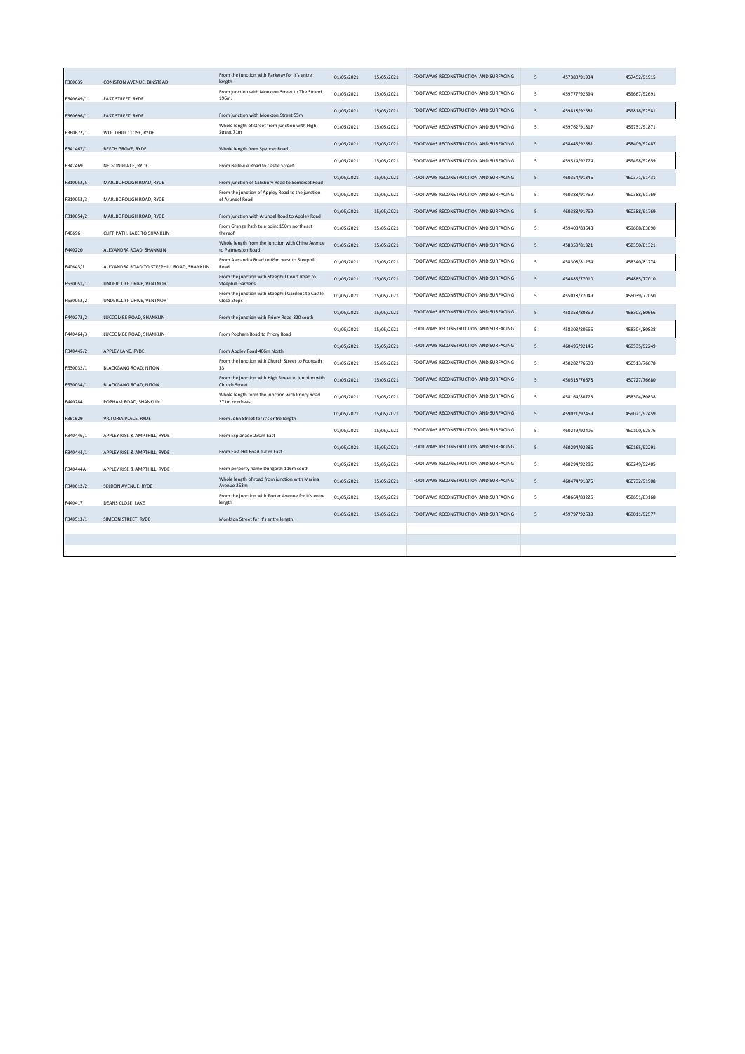| | | | | | | | | |
|---|---|---|---|---|---|---|---|---|
| F360635 | CONISTON AVENUE, BINSTEAD | From the junction with Parkway for it's entire length | 01/05/2021 | 15/05/2021 | FOOTWAYS RECONSTRUCTION AND SURFACING | 5 | 457380/91934 | 457452/91915 |
| F340649/1 | EAST STREET, RYDE | From junction with Monkton Street to The Strand 196m, | 01/05/2021 | 15/05/2021 | FOOTWAYS RECONSTRUCTION AND SURFACING | 5 | 459777/92594 | 459667/92691 |
| F360696/1 | EAST STREET, RYDE | From junction with Monkton Street 55m | 01/05/2021 | 15/05/2021 | FOOTWAYS RECONSTRUCTION AND SURFACING | 5 | 459818/92581 | 459818/92581 |
| F360672/1 | WOODHILL CLOSE, RYDE | Whole length of street from junction with High Street 71m | 01/05/2021 | 15/05/2021 | FOOTWAYS RECONSTRUCTION AND SURFACING | 5 | 459762/91817 | 459731/91871 |
| F341467/1 | BEECH GROVE, RYDE | Whole length from Spencer Road | 01/05/2021 | 15/05/2021 | FOOTWAYS RECONSTRUCTION AND SURFACING | 5 | 458445/92581 | 458409/92487 |
| F342469 | NELSON PLACE, RYDE | From Bellevue Road to Castle Street | 01/05/2021 | 15/05/2021 | FOOTWAYS RECONSTRUCTION AND SURFACING | 5 | 459514/92774 | 459498/92659 |
| F310052/5 | MARLBOROUGH ROAD, RYDE | From junction of Salisbury Road to Somerset Road | 01/05/2021 | 15/05/2021 | FOOTWAYS RECONSTRUCTION AND SURFACING | 5 | 460354/91346 | 460371/91431 |
| F310053/3 | MARLBOROUGH ROAD, RYDE | From the junction of Appley Road to the junction of Arundel Road | 01/05/2021 | 15/05/2021 | FOOTWAYS RECONSTRUCTION AND SURFACING | 5 | 460388/91769 | 460388/91769 |
| F310054/2 | MARLBOROUGH ROAD, RYDE | From junction with Arundel Road to Appley Road | 01/05/2021 | 15/05/2021 | FOOTWAYS RECONSTRUCTION AND SURFACING | 5 | 460388/91769 | 460388/91769 |
| F40696 | CLIFF PATH, LAKE TO SHANKLIN | From Grange Path to a point 150m northeast thereof | 01/05/2021 | 15/05/2021 | FOOTWAYS RECONSTRUCTION AND SURFACING | 5 | 459408/83648 | 459608/83890 |
| F440220 | ALEXANDRA ROAD, SHANKLIN | Whole length from the junction with Chine Avenue to Palmerston Road | 01/05/2021 | 15/05/2021 | FOOTWAYS RECONSTRUCTION AND SURFACING | 5 | 458350/81321 | 458350/81321 |
| F40643/1 | ALEXANDRA ROAD TO STEEPHILL ROAD, SHANKLIN | From Alexandra Road to 69m west to Steephill Road | 01/05/2021 | 15/05/2021 | FOOTWAYS RECONSTRUCTION AND SURFACING | 5 | 458308/81264 | 458340/81274 |
| F530051/1 | UNDERCLIFF DRIVE, VENTNOR | From the junction with Steephill Court Road to Steephill Gardens | 01/05/2021 | 15/05/2021 | FOOTWAYS RECONSTRUCTION AND SURFACING | 5 | 454885/77010 | 454885/77010 |
| F530052/2 | UNDERCLIFF DRIVE, VENTNOR | From the junction with Steephill Gardens to Castle Close Steps | 01/05/2021 | 15/05/2021 | FOOTWAYS RECONSTRUCTION AND SURFACING | 5 | 455018/77049 | 455039/77050 |
| F440273/2 | LUCCOMBE ROAD, SHANKLIN | From the junction with Priory Road 320 south | 01/05/2021 | 15/05/2021 | FOOTWAYS RECONSTRUCTION AND SURFACING | 5 | 458358/80359 | 458303/80666 |
| F440464/3 | LUCCOMBE ROAD, SHANKLIN | From Popham Road to Priory Road | 01/05/2021 | 15/05/2021 | FOOTWAYS RECONSTRUCTION AND SURFACING | 5 | 458303/80666 | 458304/80838 |
| F340445/2 | APPLEY LANE, RYDE | From Appley Road 406m North | 01/05/2021 | 15/05/2021 | FOOTWAYS RECONSTRUCTION AND SURFACING | 5 | 460496/92146 | 460535/92249 |
| F530032/1 | BLACKGANG ROAD, NITON | From the junction with Church Street to Footpath 33 | 01/05/2021 | 15/05/2021 | FOOTWAYS RECONSTRUCTION AND SURFACING | 5 | 450282/76603 | 450513/76678 |
| F530034/1 | BLACKGANG ROAD, NITON | From the junction with High Street to junction with Church Street | 01/05/2021 | 15/05/2021 | FOOTWAYS RECONSTRUCTION AND SURFACING | 5 | 450513/76678 | 450727/76680 |
| F440284 | POPHAM ROAD, SHANKLIN | Whole length form the junction with Priory Road 271m northeast | 01/05/2021 | 15/05/2021 | FOOTWAYS RECONSTRUCTION AND SURFACING | 5 | 458164/80723 | 458304/80838 |
| F361629 | VICTORIA PLACE, RYDE | From John Street for it's entre length | 01/05/2021 | 15/05/2021 | FOOTWAYS RECONSTRUCTION AND SURFACING | 5 | 459021/92459 | 459021/92459 |
| F340446/1 | APPLEY RISE & AMPTHILL, RYDE | From Esplanade 230m East | 01/05/2021 | 15/05/2021 | FOOTWAYS RECONSTRUCTION AND SURFACING | 5 | 460249/92405 | 460100/92576 |
| F340444/1 | APPLEY RISE & AMPTHILL, RYDE | From East Hill Road 120m East | 01/05/2021 | 15/05/2021 | FOOTWAYS RECONSTRUCTION AND SURFACING | 5 | 460294/92286 | 460165/92291 |
| F340444A | APPLEY RISE & AMPTHILL, RYDE | From perporty name Dungarth 116m south | 01/05/2021 | 15/05/2021 | FOOTWAYS RECONSTRUCTION AND SURFACING | 5 | 460294/92286 | 460249/92405 |
| F340612/2 | SELDON AVENUE, RYDE | Whole length of road from junction with Marina Avenue 263m | 01/05/2021 | 15/05/2021 | FOOTWAYS RECONSTRUCTION AND SURFACING | 5 | 460474/91875 | 460732/91908 |
| F440417 | DEANS CLOSE, LAKE | From the junction with Porter Avenue for it's entre length | 01/05/2021 | 15/05/2021 | FOOTWAYS RECONSTRUCTION AND SURFACING | 5 | 458664/83226 | 458651/83168 |
| F340513/1 | SIMEON STREET, RYDE | Monkton Street for it's entre length | 01/05/2021 | 15/05/2021 | FOOTWAYS RECONSTRUCTION AND SURFACING | 5 | 459797/92639 | 460011/92577 |